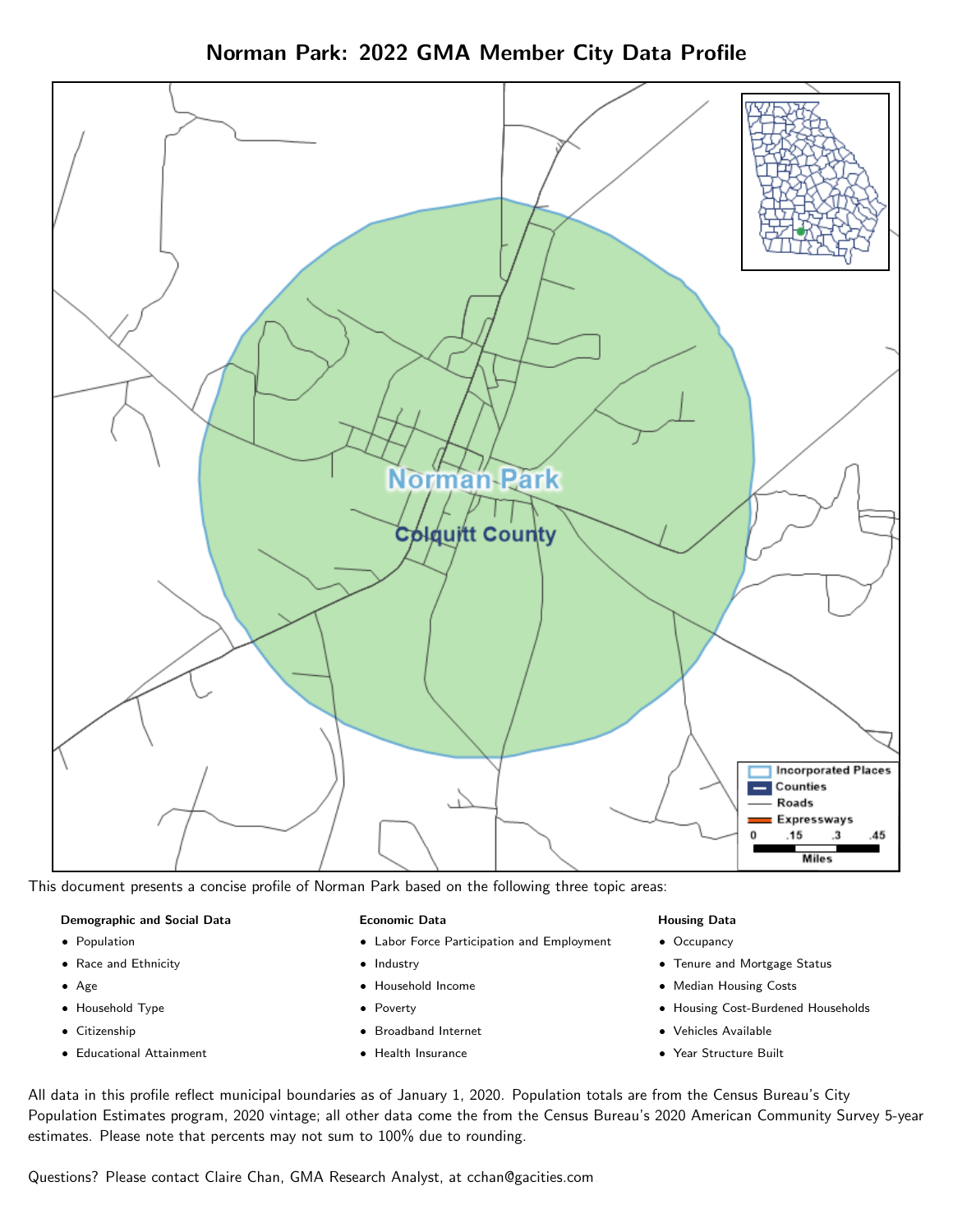# Norman Park: 2022 GMA Member City Data Profile

This document presents a concise profile of Norman Park based on the following three topic areas:

**Demographic and Social Data**

- Population
- Race and Ethnicity
- Age
- Household Type
- Citizenship
- Educational Attainment

**Economic Data**

- Labor Force Participation and Employment
- Industry
- Household Income
- Poverty
- Broadband Internet
- Health Insurance

**Housing Data**

- Occupancy
- Tenure and Mortgage Status
- Median Housing Costs
- Housing Cost-Burdened Households
- Vehicles Available
- Year Structure Built

All data in this profile reflect municipal boundaries as of January 1, 2020. Population totals are from the Census Bureau's City Population Estimates program, 2020 vintage; all other data come the from the Census Bureau's 2020 American Community Survey 5-year estimates. Please note that percents may not sum to 100% due to rounding.

Questions? Please contact Claire Chan, GMA Research Analyst, at cchan@gacities.com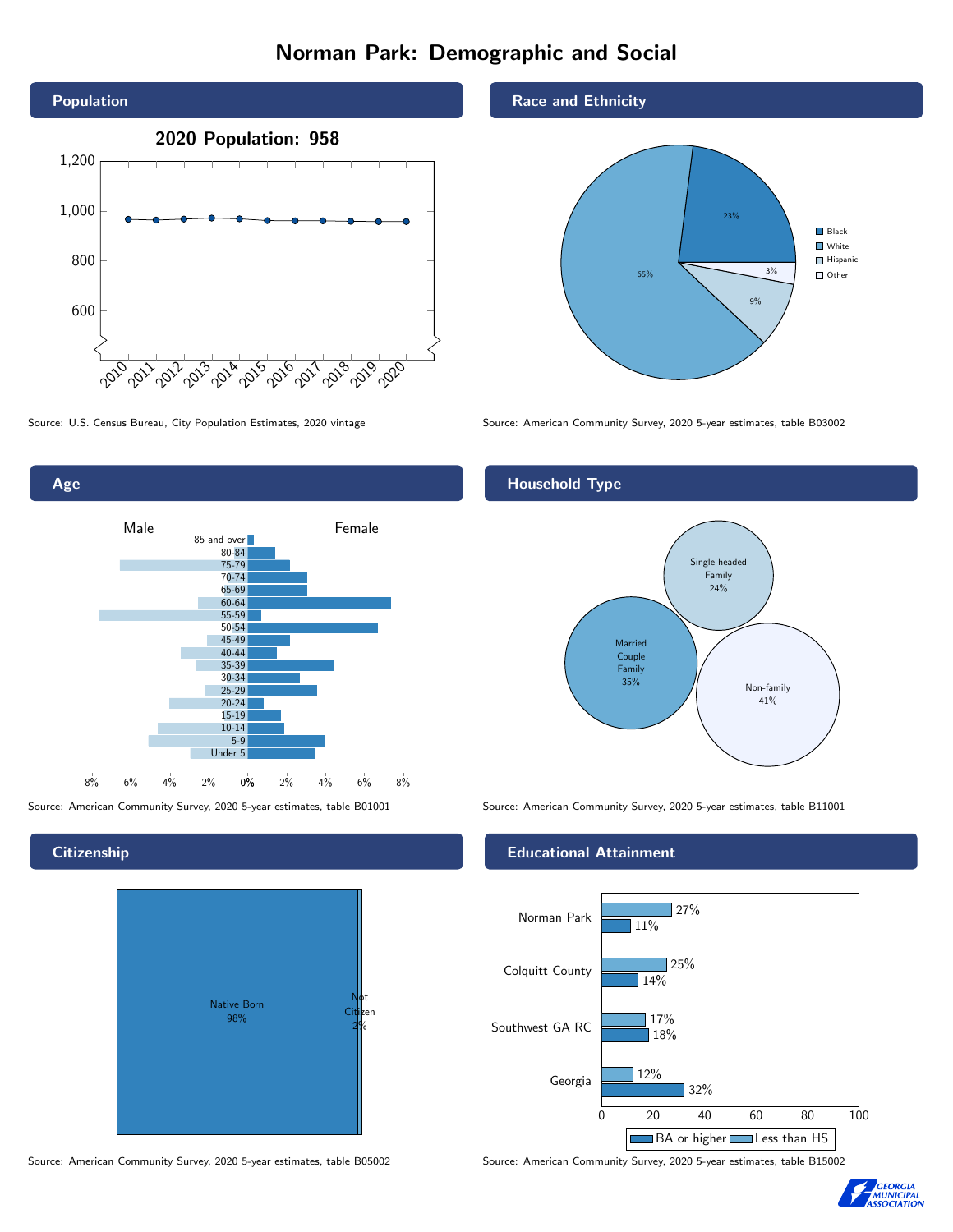# Norman Park: Demographic and Social

## Population

2020 Population: 958

Source: U.S. Census Bureau, City Population Estimates, 2020 vintage

## Race and Ethnicity

| Race/Ethnicity | Percent |
|---|---|
| Black | 23% |
| White | 65% |
| Hispanic | 9% |
| Other | 3% |

Source: American Community Survey, 2020 5-year estimates, table B03002

## Age

Source: American Community Survey, 2020 5-year estimates, table B01001

## Household Type

| Household Type | Percent |
|---|---|
| Single-headed Family | 24% |
| Married Couple Family | 35% |
| Non-family | 41% |

Source: American Community Survey, 2020 5-year estimates, table B11001

## Citizenship

| Citizenship | Percent |
|---|---|
| Native Born | 98% |
| Not Citizen | 2% |

Source: American Community Survey, 2020 5-year estimates, table B05002

## Educational Attainment

| Area | Less than HS | BA or higher |
|---|---|---|
| Norman Park | 27% | 11% |
| Colquitt County | 25% | 14% |
| Southwest GA RC | 17% | 18% |
| Georgia | 12% | 32% |

Source: American Community Survey, 2020 5-year estimates, table B15002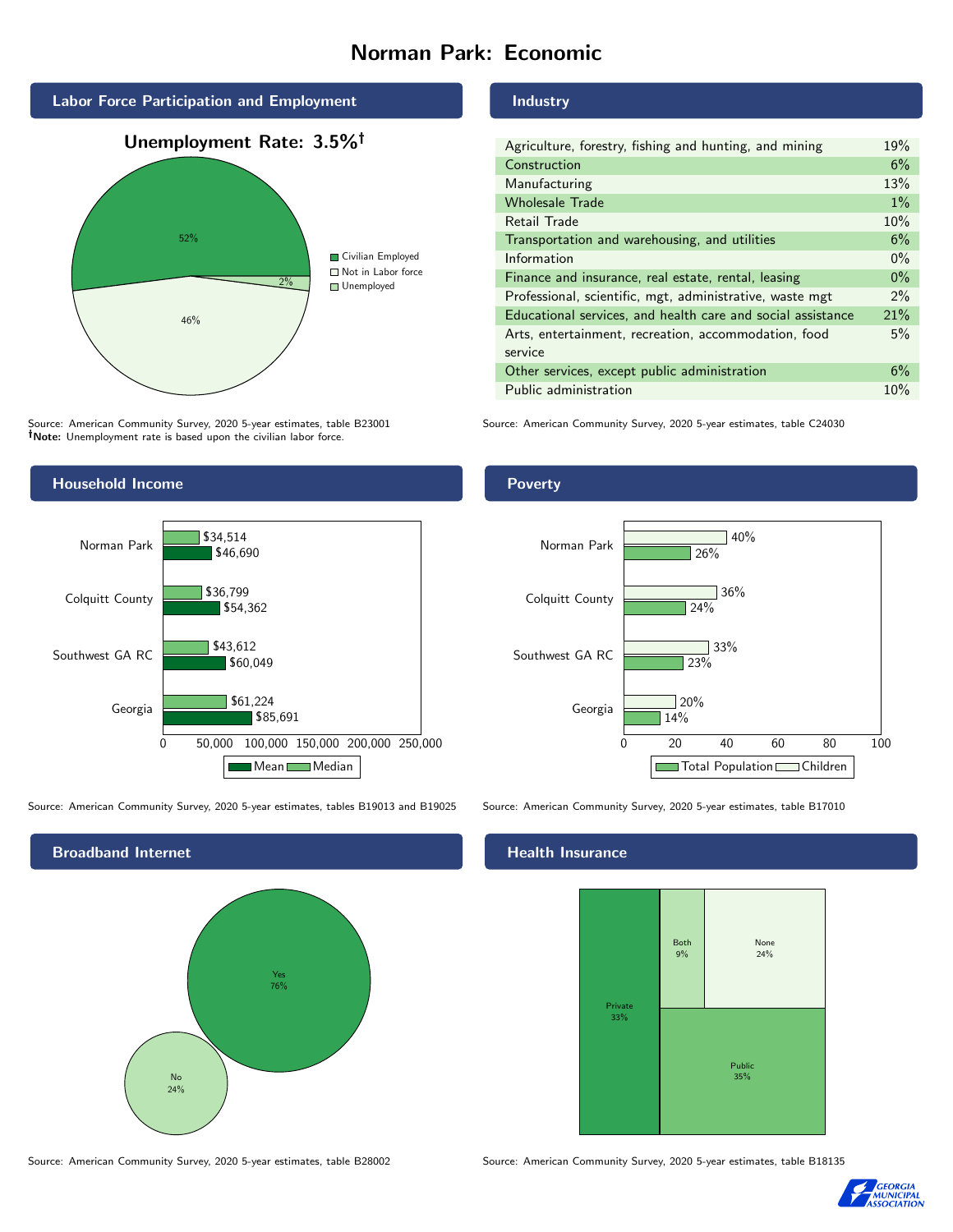# Norman Park: Economic

## Labor Force Participation and Employment

**Unemployment Rate: 3.5%†**

| Category | Percent |
|---|---|
| Civilian Employed | 52% |
| Not in Labor force | 46% |
| Unemployed | 2% |

Source: American Community Survey, 2020 5-year estimates, table B23001
**†Note:** Unemployment rate is based upon the civilian labor force.

## Industry

| Industry | Percent |
|---|---|
| Agriculture, forestry, fishing and hunting, and mining | 19% |
| Construction | 6% |
| Manufacturing | 13% |
| Wholesale Trade | 1% |
| Retail Trade | 10% |
| Transportation and warehousing, and utilities | 6% |
| Information | 0% |
| Finance and insurance, real estate, rental, leasing | 0% |
| Professional, scientific, mgt, administrative, waste mgt | 2% |
| Educational services, and health care and social assistance | 21% |
| Arts, entertainment, recreation, accommodation, food service | 5% |
| Other services, except public administration | 6% |
| Public administration | 10% |

Source: American Community Survey, 2020 5-year estimates, table C24030

## Household Income

| | Median | Mean |
|---|---|---|
| Norman Park | $34,514 | $46,690 |
| Colquitt County | $36,799 | $54,362 |
| Southwest GA RC | $43,612 | $60,049 |
| Georgia | $61,224 | $85,691 |

Source: American Community Survey, 2020 5-year estimates, tables B19013 and B19025

## Poverty

| | Children | Total Population |
|---|---|---|
| Norman Park | 40% | 26% |
| Colquitt County | 36% | 24% |
| Southwest GA RC | 33% | 23% |
| Georgia | 20% | 14% |

Source: American Community Survey, 2020 5-year estimates, table B17010

## Broadband Internet

| | Percent |
|---|---|
| Yes | 76% |
| No | 24% |

Source: American Community Survey, 2020 5-year estimates, table B28002

## Health Insurance

| | Percent |
|---|---|
| Private | 33% |
| Both | 9% |
| None | 24% |
| Public | 35% |

Source: American Community Survey, 2020 5-year estimates, table B18135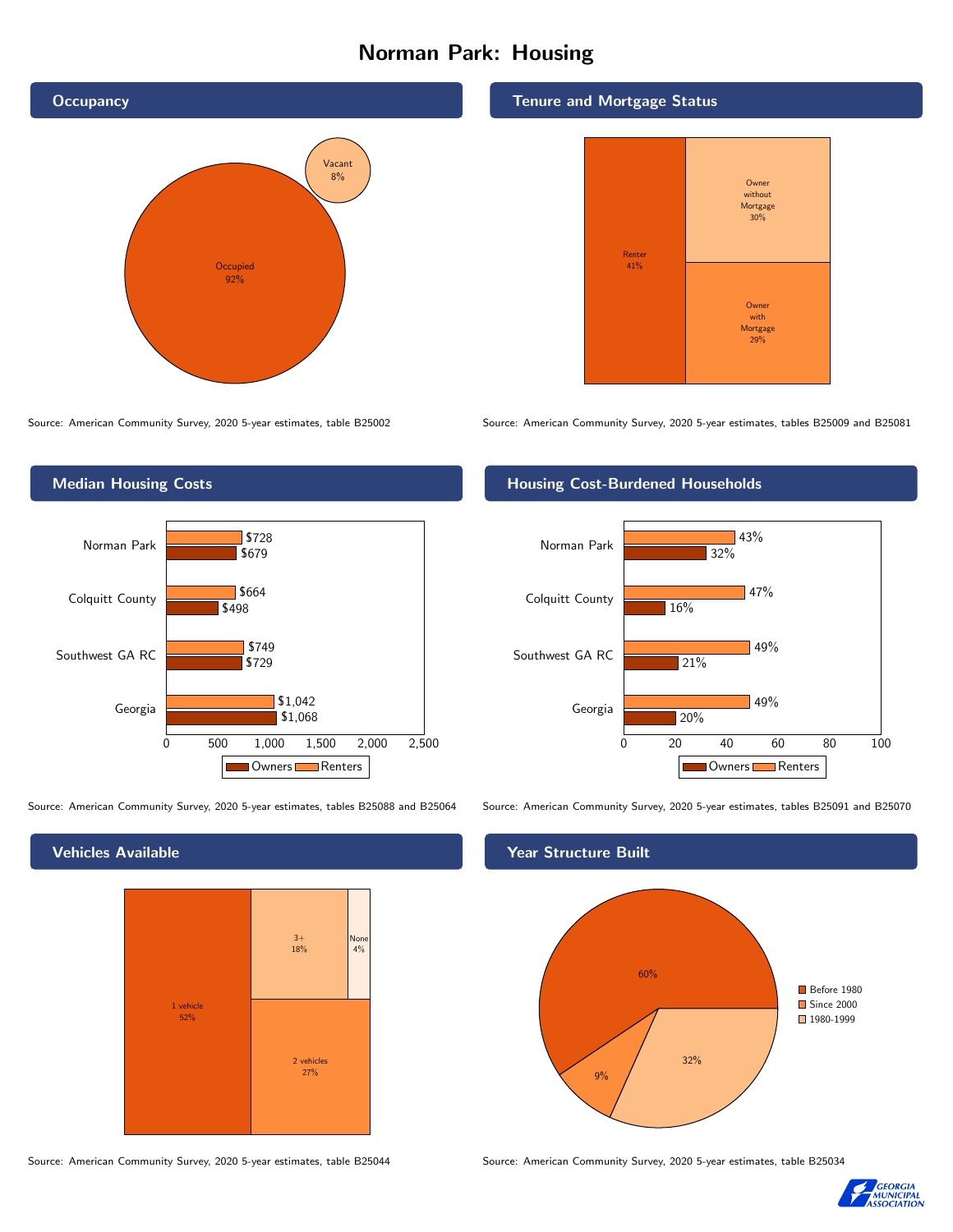# Norman Park: Housing

## Occupancy

Vacant
8%

Occupied
92%

Source: American Community Survey, 2020 5-year estimates, table B25002

## Tenure and Mortgage Status

Renter
41%

Owner without Mortgage
30%

Owner with Mortgage
29%

Source: American Community Survey, 2020 5-year estimates, tables B25009 and B25081

## Median Housing Costs

Norman Park
$728
$679

Colquitt County
$664
$498

Southwest GA RC
$749
$729

Georgia
$1,042
$1,068

0 500 1,000 1,500 2,000 2,500

Owners Renters

Source: American Community Survey, 2020 5-year estimates, tables B25088 and B25064

## Housing Cost-Burdened Households

Norman Park
43%
32%

Colquitt County
47%
16%

Southwest GA RC
49%
21%

Georgia
49%
20%

0 20 40 60 80 100

Owners Renters

Source: American Community Survey, 2020 5-year estimates, tables B25091 and B25070

## Vehicles Available

1 vehicle
52%

3+
18%

None
4%

2 vehicles
27%

Source: American Community Survey, 2020 5-year estimates, table B25044

## Year Structure Built

60%

9%

32%

Before 1980
Since 2000
1980-1999

Source: American Community Survey, 2020 5-year estimates, table B25034

GEORGIA MUNICIPAL ASSOCIATION